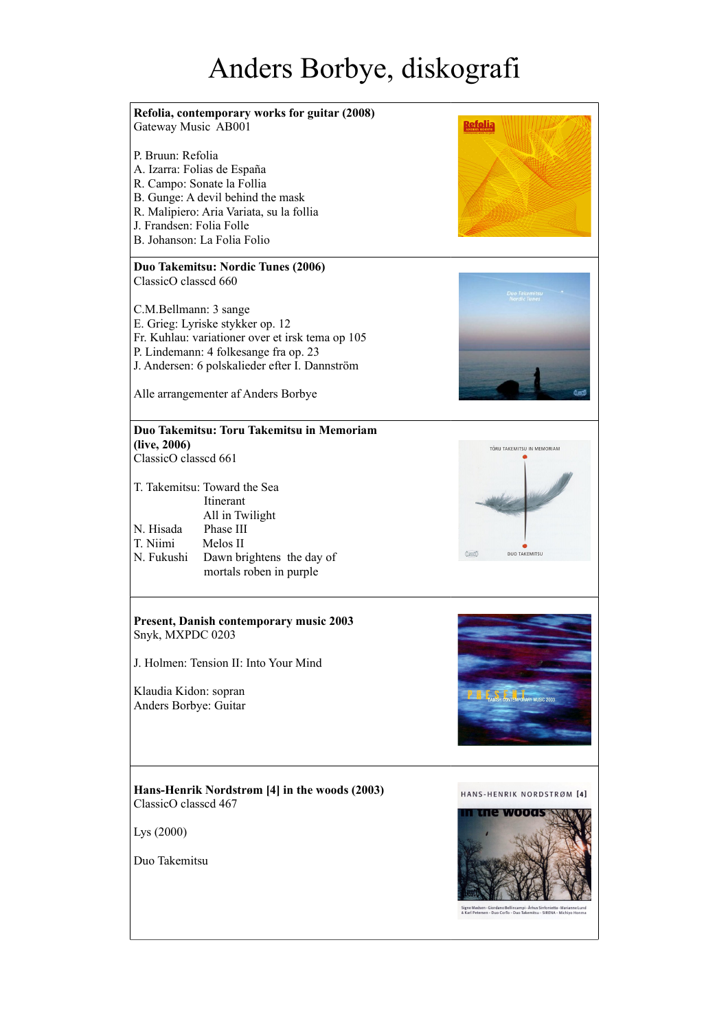# Anders Borbye, diskografi

**Refolia, contemporary works for guitar (2008)**
Gateway Music AB001

P. Bruun: Refolia
A. Izarra: Folias de España
R. Campo: Sonate la Follia
B. Gunge: A devil behind the mask
R. Malipiero: Aria Variata, su la follia
J. Frandsen: Folia Folle
B. Johanson: La Folia Folio

**Duo Takemitsu: Nordic Tunes (2006)**
ClassicO classcd 660

C.M.Bellmann: 3 sange
E. Grieg: Lyriske stykker op. 12
Fr. Kuhlau: variationer over et irsk tema op 105
P. Lindemann: 4 folkesange fra op. 23
J. Andersen: 6 polskalieder efter I. Dannström

Alle arrangementer af Anders Borbye

**Duo Takemitsu: Toru Takemitsu in Memoriam (live, 2006)**
ClassicO classcd 661

T. Takemitsu: Toward the Sea
Itinerant
All in Twilight
N. Hisada Phase III
T. Niimi Melos II
N. Fukushi Dawn brightens the day of mortals roben in purple

**Present, Danish contemporary music 2003**
Snyk, MXPDC 0203

J. Holmen: Tension II: Into Your Mind

Klaudia Kidon: sopran
Anders Borbye: Guitar

**Hans-Henrik Nordstrøm [4] in the woods (2003)**
ClassicO classcd 467

Lys (2000)

Duo Takemitsu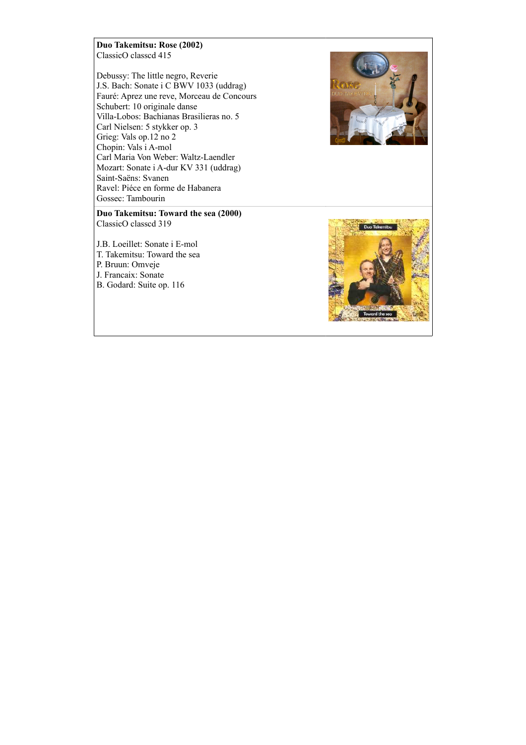**Duo Takemitsu: Rose (2002)**
ClassicO classcd 415

Debussy: The little negro, Reverie
J.S. Bach: Sonate i C BWV 1033 (uddrag)
Fauré: Aprez une reve, Morceau de Concours
Schubert: 10 originale danse
Villa-Lobos: Bachianas Brasilieras no. 5
Carl Nielsen: 5 stykker op. 3
Grieg: Vals op.12 no 2
Chopin: Vals i A-mol
Carl Maria Von Weber: Waltz-Laendler
Mozart: Sonate i A-dur KV 331 (uddrag)
Saint-Saëns: Svanen
Ravel: Piéce en forme de Habanera
Gossec: Tambourin

**Duo Takemitsu: Toward the sea (2000)**
ClassicO classcd 319

J.B. Loeillet: Sonate i E-mol
T. Takemitsu: Toward the sea
P. Bruun: Omveje
J. Francaix: Sonate
B. Godard: Suite op. 116